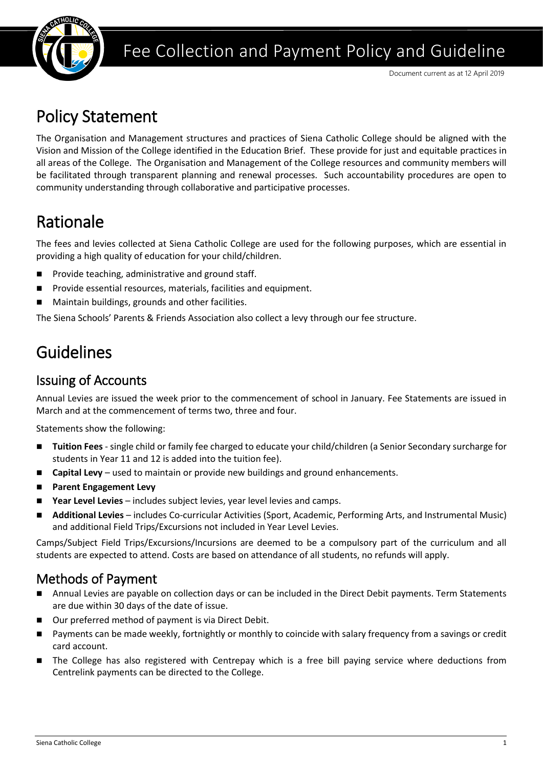# Fee Collection and Payment Policy and Guideline

Document current as at 12 April 2019

## Policy Statement

The Organisation and Management structures and practices of Siena Catholic College should be aligned with the Vision and Mission of the College identified in the Education Brief. These provide for just and equitable practices in all areas of the College. The Organisation and Management of the College resources and community members will be facilitated through transparent planning and renewal processes. Such accountability procedures are open to community understanding through collaborative and participative processes.

## Rationale

The fees and levies collected at Siena Catholic College are used for the following purposes, which are essential in providing a high quality of education for your child/children.

- Provide teaching, administrative and ground staff.
- Provide essential resources, materials, facilities and equipment.
- Maintain buildings, grounds and other facilities.

The Siena Schools' Parents & Friends Association also collect a levy through our fee structure.

## Guidelines

### Issuing of Accounts

Annual Levies are issued the week prior to the commencement of school in January. Fee Statements are issued in March and at the commencement of terms two, three and four.

Statements show the following:

- **Tuition Fees** - single child or family fee charged to educate your child/children (a Senior Secondary surcharge for students in Year 11 and 12 is added into the tuition fee).
- **Capital Levy** – used to maintain or provide new buildings and ground enhancements.
- **Parent Engagement Levy**
- **Year Level Levies** – includes subject levies, year level levies and camps.
- **Additional Levies** – includes Co-curricular Activities (Sport, Academic, Performing Arts, and Instrumental Music) and additional Field Trips/Excursions not included in Year Level Levies.

Camps/Subject Field Trips/Excursions/Incursions are deemed to be a compulsory part of the curriculum and all students are expected to attend. Costs are based on attendance of all students, no refunds will apply.

### Methods of Payment

- Annual Levies are payable on collection days or can be included in the Direct Debit payments. Term Statements are due within 30 days of the date of issue.
- Our preferred method of payment is via Direct Debit.
- Payments can be made weekly, fortnightly or monthly to coincide with salary frequency from a savings or credit card account.
- The College has also registered with Centrepay which is a free bill paying service where deductions from Centrelink payments can be directed to the College.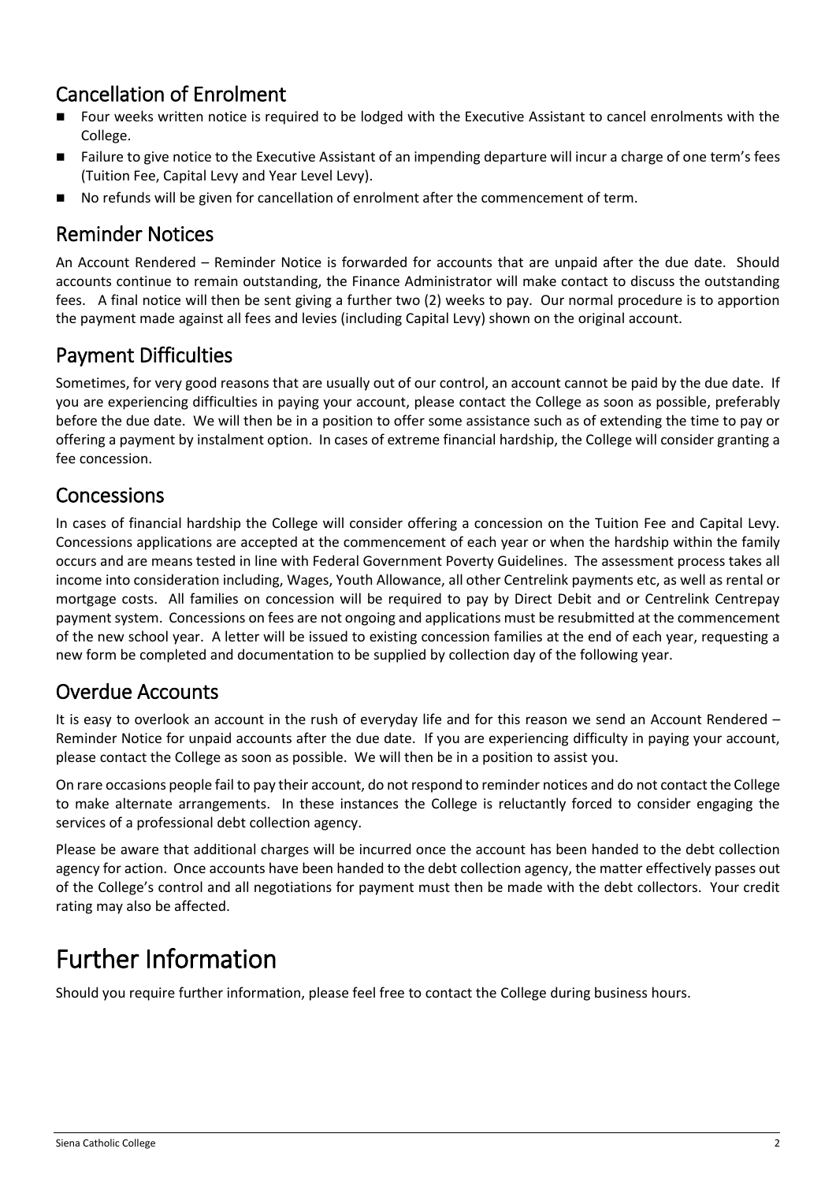## Cancellation of Enrolment

- Four weeks written notice is required to be lodged with the Executive Assistant to cancel enrolments with the College.
- Failure to give notice to the Executive Assistant of an impending departure will incur a charge of one term's fees (Tuition Fee, Capital Levy and Year Level Levy).
- No refunds will be given for cancellation of enrolment after the commencement of term.

## Reminder Notices

An Account Rendered – Reminder Notice is forwarded for accounts that are unpaid after the due date. Should accounts continue to remain outstanding, the Finance Administrator will make contact to discuss the outstanding fees. A final notice will then be sent giving a further two (2) weeks to pay. Our normal procedure is to apportion the payment made against all fees and levies (including Capital Levy) shown on the original account.

## Payment Difficulties

Sometimes, for very good reasons that are usually out of our control, an account cannot be paid by the due date. If you are experiencing difficulties in paying your account, please contact the College as soon as possible, preferably before the due date. We will then be in a position to offer some assistance such as of extending the time to pay or offering a payment by instalment option. In cases of extreme financial hardship, the College will consider granting a fee concession.

## Concessions

In cases of financial hardship the College will consider offering a concession on the Tuition Fee and Capital Levy. Concessions applications are accepted at the commencement of each year or when the hardship within the family occurs and are means tested in line with Federal Government Poverty Guidelines. The assessment process takes all income into consideration including, Wages, Youth Allowance, all other Centrelink payments etc, as well as rental or mortgage costs. All families on concession will be required to pay by Direct Debit and or Centrelink Centrepay payment system. Concessions on fees are not ongoing and applications must be resubmitted at the commencement of the new school year. A letter will be issued to existing concession families at the end of each year, requesting a new form be completed and documentation to be supplied by collection day of the following year.

## Overdue Accounts

It is easy to overlook an account in the rush of everyday life and for this reason we send an Account Rendered – Reminder Notice for unpaid accounts after the due date. If you are experiencing difficulty in paying your account, please contact the College as soon as possible. We will then be in a position to assist you.

On rare occasions people fail to pay their account, do not respond to reminder notices and do not contact the College to make alternate arrangements. In these instances the College is reluctantly forced to consider engaging the services of a professional debt collection agency.

Please be aware that additional charges will be incurred once the account has been handed to the debt collection agency for action. Once accounts have been handed to the debt collection agency, the matter effectively passes out of the College's control and all negotiations for payment must then be made with the debt collectors. Your credit rating may also be affected.

# Further Information

Should you require further information, please feel free to contact the College during business hours.